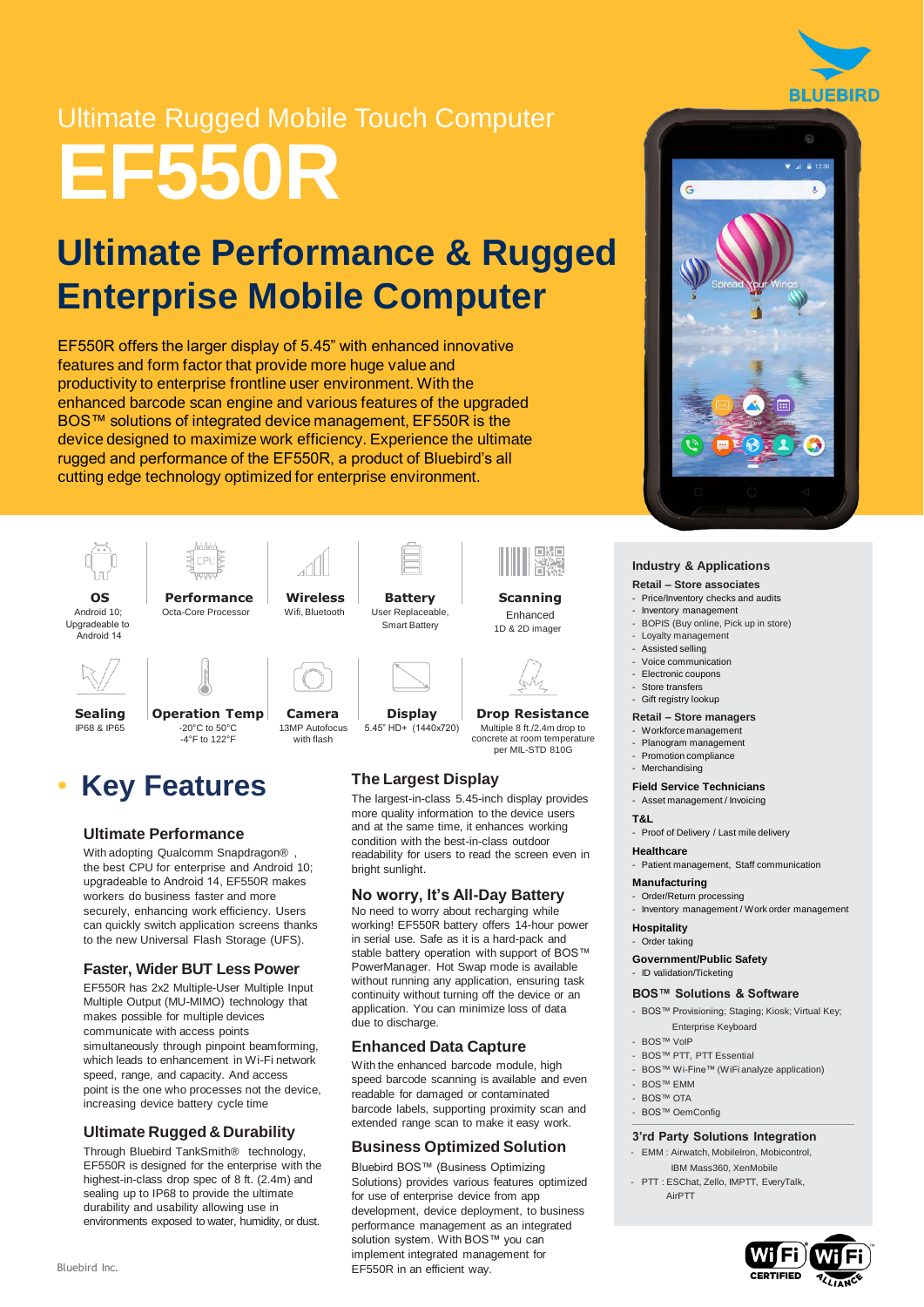BLUEBIRD

Ultimate Rugged Mobile Touch Computer

# EF550R

## Ultimate Performance & Rugged Enterprise Mobile Computer

EF550R offers the larger display of 5.45" with enhanced innovative features and form factor that provide more huge value and productivity to enterprise frontline user environment. With the enhanced barcode scan engine and various features of the upgraded BOS™ solutions of integrated device management, EF550R is the device designed to maximize work efficiency. Experience the ultimate rugged and performance of the EF550R, a product of Bluebird's all cutting edge technology optimized for enterprise environment.

**OS**
Android 10; Upgradeable to Android 14

**Performance**
Octa-Core Processor

**Wireless**
Wifi, Bluetooth

**Battery**
User Replaceable, Smart Battery

**Scanning**
Enhanced
1D & 2D imager

**Sealing**
IP68 & IP65

**Operation Temp**
-20°C to 50°C
-4°F to 122°F

**Camera**
13MP Autofocus with flash

**Display**
5.45" HD+ (1440x720)

**Drop Resistance**
Multiple 8 ft./2.4m drop to concrete at room temperature per MIL-STD 810G

## Key Features

### Ultimate Performance

With adopting Qualcomm Snapdragon® , the best CPU for enterprise and Android 10; upgradeable to Android 14, EF550R makes workers do business faster and more securely, enhancing work efficiency. Users can quickly switch application screens thanks to the new Universal Flash Storage (UFS).

### Faster, Wider BUT Less Power

EF550R has 2x2 Multiple-User Multiple Input Multiple Output (MU-MIMO) technology that makes possible for multiple devices communicate with access points simultaneously through pinpoint beamforming, which leads to enhancement in Wi-Fi network speed, range, and capacity. And access point is the one who processes not the device, increasing device battery cycle time

### Ultimate Rugged & Durability

Through Bluebird TankSmith® technology, EF550R is designed for the enterprise with the highest-in-class drop spec of 8 ft. (2.4m) and sealing up to IP68 to provide the ultimate durability and usability allowing use in environments exposed to water, humidity, or dust.

### The Largest Display

The largest-in-class 5.45-inch display provides more quality information to the device users and at the same time, it enhances working condition with the best-in-class outdoor readability for users to read the screen even in bright sunlight.

### No worry, It's All-Day Battery

No need to worry about recharging while working! EF550R battery offers 14-hour power in serial use. Safe as it is a hard-pack and stable battery operation with support of BOS™ PowerManager. Hot Swap mode is available without running any application, ensuring task continuity without turning off the device or an application. You can minimize loss of data due to discharge.

### Enhanced Data Capture

With the enhanced barcode module, high speed barcode scanning is available and even readable for damaged or contaminated barcode labels, supporting proximity scan and extended range scan to make it easy work.

### Business Optimized Solution

Bluebird BOS™ (Business Optimizing Solutions) provides various features optimized for use of enterprise device from app development, device deployment, to business performance management as an integrated solution system. With BOS™ you can implement integrated management for EF550R in an efficient way.

### Industry & Applications

**Retail – Store associates**
- Price/Inventory checks and audits
- Inventory management
- BOPIS (Buy online, Pick up in store)
- Loyalty management
- Assisted selling
- Voice communication
- Electronic coupons
- Store transfers
- Gift registry lookup

**Retail – Store managers**
- Workforce management
- Planogram management
- Promotion compliance
- Merchandising

**Field Service Technicians**
- Asset management / Invoicing

**T&L**
- Proof of Delivery / Last mile delivery

**Healthcare**
- Patient management, Staff communication

**Manufacturing**
- Order/Return processing
- Inventory management / Work order management

**Hospitality**
- Order taking

**Government/Public Safety**
- ID validation/Ticketing

### BOS™ Solutions & Software

- BOS™ Provisioning; Staging; Kiosk; Virtual Key; Enterprise Keyboard
- BOS™ VoIP
- BOS™ PTT, PTT Essential
- BOS™ Wi-Fine™ (WiFi analyze application)
- BOS™ EMM
- BOS™ OTA
- BOS™ OemConfig

### 3'rd Party Solutions Integration

- EMM : Airwatch, MobileIron, Mobicontrol, IBM Mass360, XenMobile
- PTT : ESChat, Zello, IMPTT, EveryTalk, AirPTT

Wi-Fi CERTIFIED · Wi-Fi ALLIANCE

Bluebird Inc.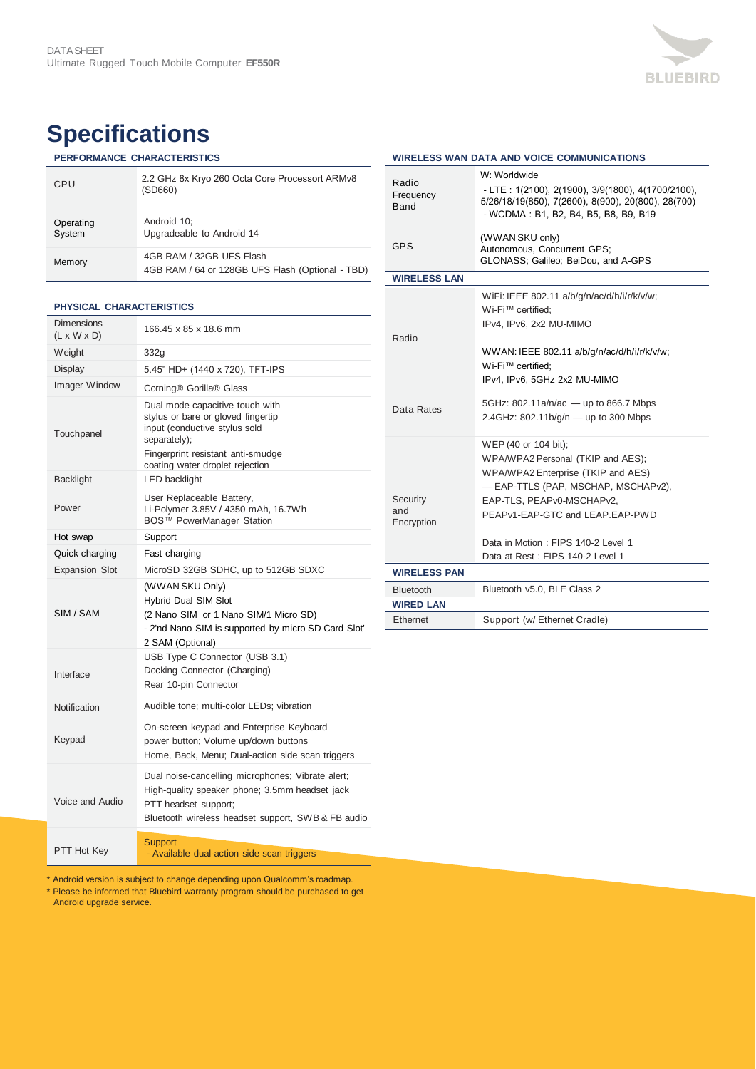# Specifications

| PERFORMANCE CHARACTERISTICS | |
|---|---|
| CPU | 2.2 GHz 8x Kryo 260 Octa Core Processort ARMv8 (SD660) |
| Operating System | Android 10; Upgradeable to Android 14 |
| Memory | 4GB RAM / 32GB UFS Flash<br>4GB RAM / 64 or 128GB UFS Flash (Optional - TBD) |

| PHYSICAL CHARACTERISTICS | |
|---|---|
| Dimensions (L x W x D) | 166.45 x 85 x 18.6 mm |
| Weight | 332g |
| Display | 5.45" HD+ (1440 x 720), TFT-IPS |
| Imager Window | Corning® Gorilla® Glass |
| Touchpanel | Dual mode capacitive touch with stylus or bare or gloved fingertip input (conductive stylus sold separately);<br>Fingerprint resistant anti-smudge coating water droplet rejection |
| Backlight | LED backlight |
| Power | User Replaceable Battery, Li-Polymer 3.85V / 4350 mAh, 16.7Wh<br>BOS™ PowerManager Station |
| Hot swap | Support |
| Quick charging | Fast charging |
| Expansion Slot | MicroSD 32GB SDHC, up to 512GB SDXC |
| SIM / SAM | (WWAN SKU Only)<br>Hybrid Dual SIM Slot<br>(2 Nano SIM or 1 Nano SIM/1 Micro SD)<br>- 2'nd Nano SIM is supported by micro SD Card Slot'<br>2 SAM (Optional) |
| Interface | USB Type C Connector (USB 3.1)<br>Docking Connector (Charging)<br>Rear 10-pin Connector |
| Notification | Audible tone; multi-color LEDs; vibration |
| Keypad | On-screen keypad and Enterprise Keyboard<br>power button; Volume up/down buttons<br>Home, Back, Menu; Dual-action side scan triggers |
| Voice and Audio | Dual noise-cancelling microphones; Vibrate alert;<br>High-quality speaker phone; 3.5mm headset jack<br>PTT headset support;<br>Bluetooth wireless headset support, SWB & FB audio |
| PTT Hot Key | Support<br>- Available dual-action side scan triggers |

\* Android version is subject to change depending upon Qualcomm's roadmap.
\* Please be informed that Bluebird warranty program should be purchased to get Android upgrade service.

| WIRELESS WAN DATA AND VOICE COMMUNICATIONS | |
|---|---|
| Radio Frequency Band | W: Worldwide<br>- LTE : 1(2100), 2(1900), 3/9(1800), 4(1700/2100), 5/26/18/19(850), 7(2600), 8(900), 20(800), 28(700)<br>- WCDMA : B1, B2, B4, B5, B8, B9, B19 |
| GPS | (WWAN SKU only)<br>Autonomous, Concurrent GPS;<br>GLONASS; Galileo; BeiDou, and A-GPS |

| WIRELESS LAN | |
|---|---|
| Radio | WiFi: IEEE 802.11 a/b/g/n/ac/d/h/i/r/k/v/w;<br>Wi-Fi™ certified;<br>IPv4, IPv6, 2x2 MU-MIMO<br><br>WWAN: IEEE 802.11 a/b/g/n/ac/d/h/i/r/k/v/w;<br>Wi-Fi™ certified;<br>IPv4, IPv6, 5GHz 2x2 MU-MIMO |
| Data Rates | 5GHz: 802.11a/n/ac — up to 866.7 Mbps<br>2.4GHz: 802.11b/g/n — up to 300 Mbps |
| Security and Encryption | WEP (40 or 104 bit);<br>WPA/WPA2 Personal (TKIP and AES);<br>WPA/WPA2 Enterprise (TKIP and AES)<br>— EAP-TTLS (PAP, MSCHAP, MSCHAPv2),<br>EAP-TLS, PEAPv0-MSCHAPv2,<br>PEAPv1-EAP-GTC and LEAP.EAP-PWD<br><br>Data in Motion : FIPS 140-2 Level 1<br>Data at Rest : FIPS 140-2 Level 1 |

| WIRELESS PAN | |
|---|---|
| Bluetooth | Bluetooth v5.0, BLE Class 2 |

| WIRED LAN | |
|---|---|
| Ethernet | Support (w/ Ethernet Cradle) |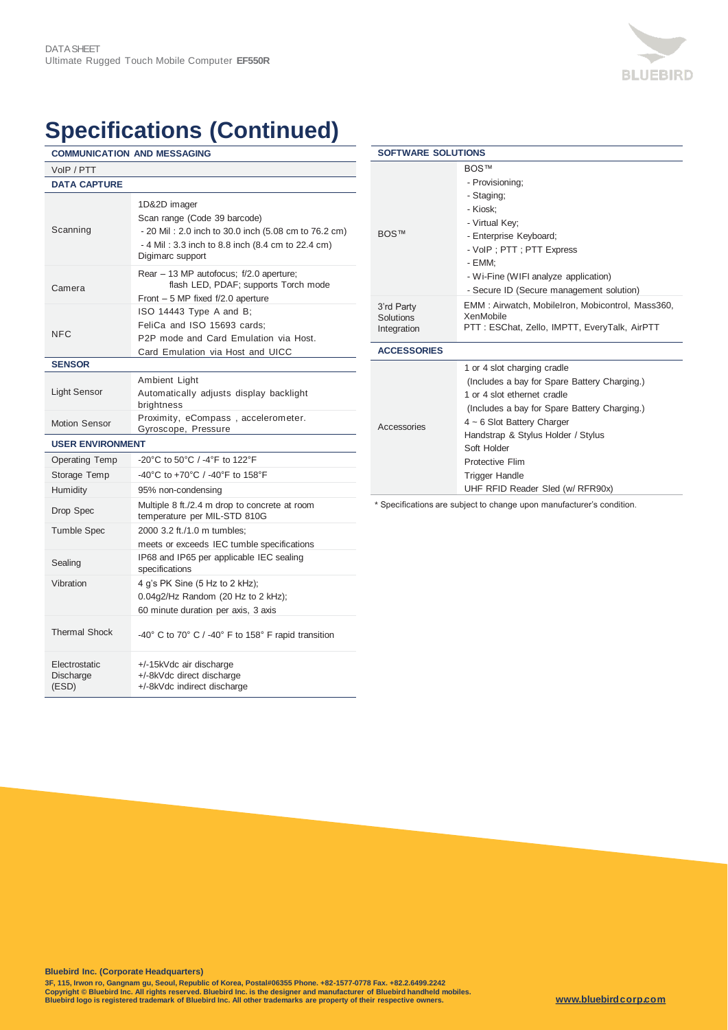# Specifications (Continued)

| COMMUNICATION AND MESSAGING | |
|---|---|
| VoIP / PTT | |
| **DATA CAPTURE** | |
| Scanning | 1D&2D imager<br>Scan range (Code 39 barcode)<br>- 20 Mil : 2.0 inch to 30.0 inch (5.08 cm to 76.2 cm)<br>- 4 Mil : 3.3 inch to 8.8 inch (8.4 cm to 22.4 cm)<br>Digimarc support |
| Camera | Rear – 13 MP autofocus; f/2.0 aperture; flash LED, PDAF; supports Torch mode<br>Front – 5 MP fixed f/2.0 aperture |
| NFC | ISO 14443 Type A and B;<br>FeliCa and ISO 15693 cards;<br>P2P mode and Card Emulation via Host.<br>Card Emulation via Host and UICC |
| **SENSOR** | |
| Light Sensor | Ambient Light<br>Automatically adjusts display backlight brightness |
| Motion Sensor | Proximity, eCompass , accelerometer. Gyroscope, Pressure |
| **USER ENVIRONMENT** | |
| Operating Temp | -20°C to 50°C / -4°F to 122°F |
| Storage Temp | -40°C to +70°C / -40°F to 158°F |
| Humidity | 95% non-condensing |
| Drop Spec | Multiple 8 ft./2.4 m drop to concrete at room temperature per MIL-STD 810G |
| Tumble Spec | 2000 3.2 ft./1.0 m tumbles;<br>meets or exceeds IEC tumble specifications |
| Sealing | IP68 and IP65 per applicable IEC sealing specifications |
| Vibration | 4 g's PK Sine (5 Hz to 2 kHz);<br>0.04g2/Hz Random (20 Hz to 2 kHz);<br>60 minute duration per axis, 3 axis |
| Thermal Shock | -40° C to 70° C / -40° F to 158° F rapid transition |
| Electrostatic Discharge (ESD) | +/-15kVdc air discharge<br>+/-8kVdc direct discharge<br>+/-8kVdc indirect discharge |

| SOFTWARE SOLUTIONS | |
|---|---|
| BOS™ | BOS™<br>- Provisioning;<br>- Staging;<br>- Kiosk;<br>- Virtual Key;<br>- Enterprise Keyboard;<br>- VoIP ; PTT ; PTT Express<br>- EMM;<br>- Wi-Fine (WIFI analyze application)<br>- Secure ID (Secure management solution) |
| 3'rd Party Solutions Integration | EMM : Airwatch, MobileIron, Mobicontrol, Mass360, XenMobile<br>PTT : ESChat, Zello, IMPTT, EveryTalk, AirPTT |
| **ACCESSORIES** | |
| Accessories | 1 or 4 slot charging cradle<br>(Includes a bay for Spare Battery Charging.)<br>1 or 4 slot ethernet cradle<br>(Includes a bay for Spare Battery Charging.)<br>4 ~ 6 Slot Battery Charger<br>Handstrap & Stylus Holder / Stylus<br>Soft Holder<br>Protective Flim<br>Trigger Handle<br>UHF RFID Reader Sled (w/ RFR90x) |

* Specifications are subject to change upon manufacturer's condition.

**Bluebird Inc. (Corporate Headquarters)**

**3F, 115, Irwon ro, Gangnam gu, Seoul, Republic of Korea, Postal#06355 Phone. +82-1577-0778 Fax. +82.2.6499.2242**
**Copyright © Bluebird Inc. All rights reserved. Bluebird Inc. is the designer and manufacturer of Bluebird handheld mobiles.**
**Bluebird logo is registered trademark of Bluebird Inc. All other trademarks are property of their respective owners.**

**www.bluebirdcorp.com**